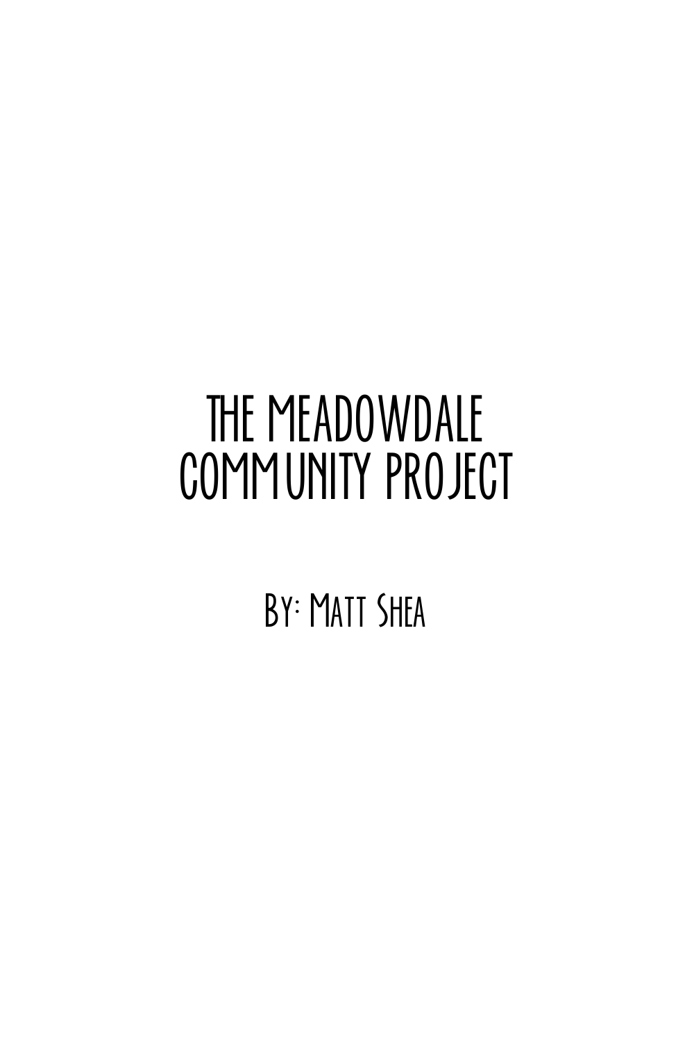# THE MEADOWDALE COMMUNITY PROJECT

By: Matt Shea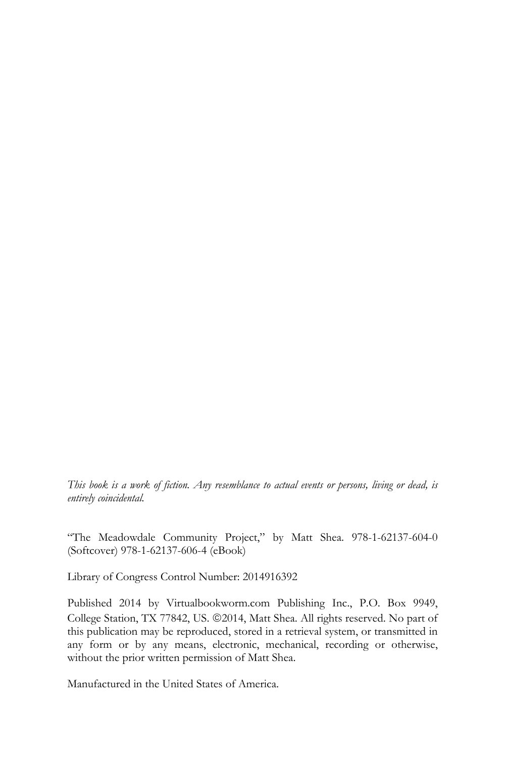*This book is a work of fiction. Any resemblance to actual events or persons, living or dead, is entirely coincidental.*

"The Meadowdale Community Project," by Matt Shea. 978-1-62137-604-0 (Softcover) 978-1-62137-606-4 (eBook)

Library of Congress Control Number: 2014916392

Published 2014 by Virtualbookworm.com Publishing Inc., P.O. Box 9949, College Station, TX 77842, US. ©2014, Matt Shea. All rights reserved. No part of this publication may be reproduced, stored in a retrieval system, or transmitted in any form or by any means, electronic, mechanical, recording or otherwise, without the prior written permission of Matt Shea.

Manufactured in the United States of America.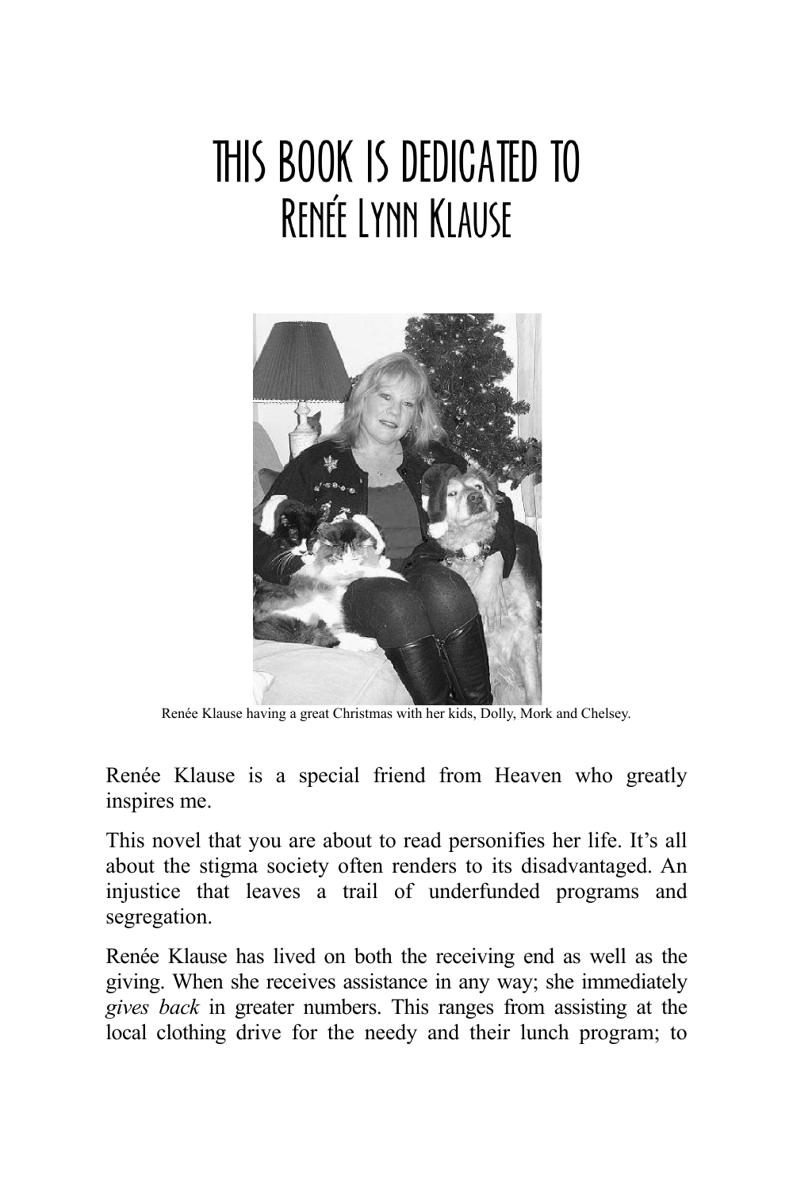# THIS BOOK IS DEDICATED TO RENÉE LYNN KLAUSE

Renée Klause having a great Christmas with her kids, Dolly, Mork and Chelsey.

Renée Klause is a special friend from Heaven who greatly inspires me.

This novel that you are about to read personifies her life. It's all about the stigma society often renders to its disadvantaged. An injustice that leaves a trail of underfunded programs and segregation.

Renée Klause has lived on both the receiving end as well as the giving. When she receives assistance in any way; she immediately *gives back* in greater numbers. This ranges from assisting at the local clothing drive for the needy and their lunch program; to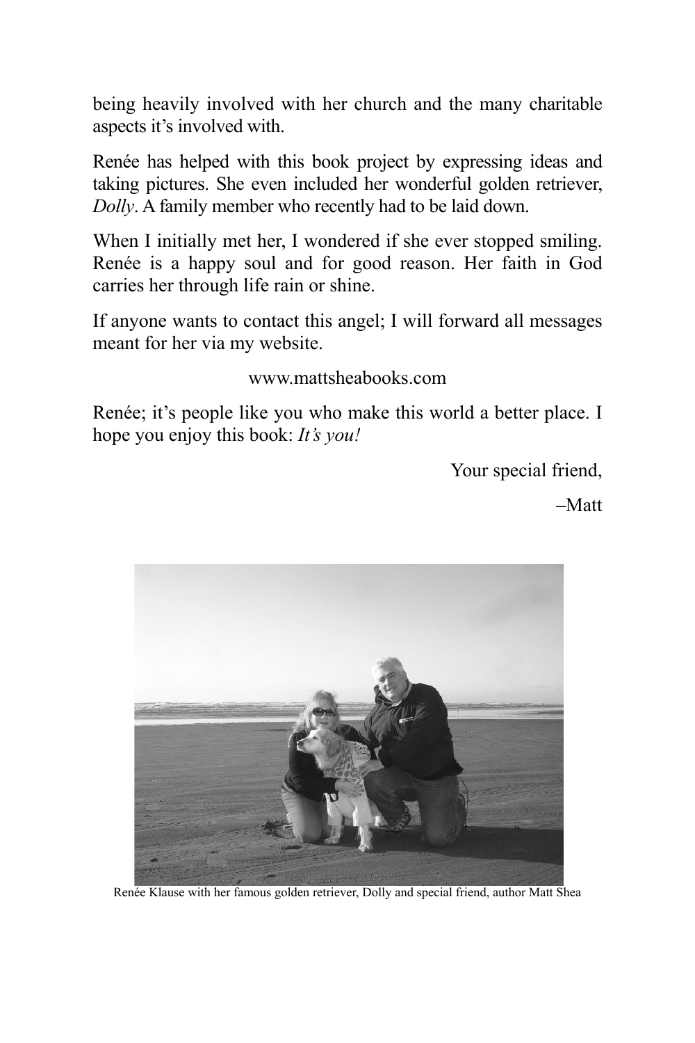being heavily involved with her church and the many charitable aspects it's involved with.

Renée has helped with this book project by expressing ideas and taking pictures. She even included her wonderful golden retriever, *Dolly*. A family member who recently had to be laid down.

When I initially met her, I wondered if she ever stopped smiling. Renée is a happy soul and for good reason. Her faith in God carries her through life rain or shine.

If anyone wants to contact this angel; I will forward all messages meant for her via my website.

www.mattsheabooks.com

Renée; it's people like you who make this world a better place. I hope you enjoy this book: *It's you!*

Your special friend,

–Matt

Renée Klause with her famous golden retriever, Dolly and special friend, author Matt Shea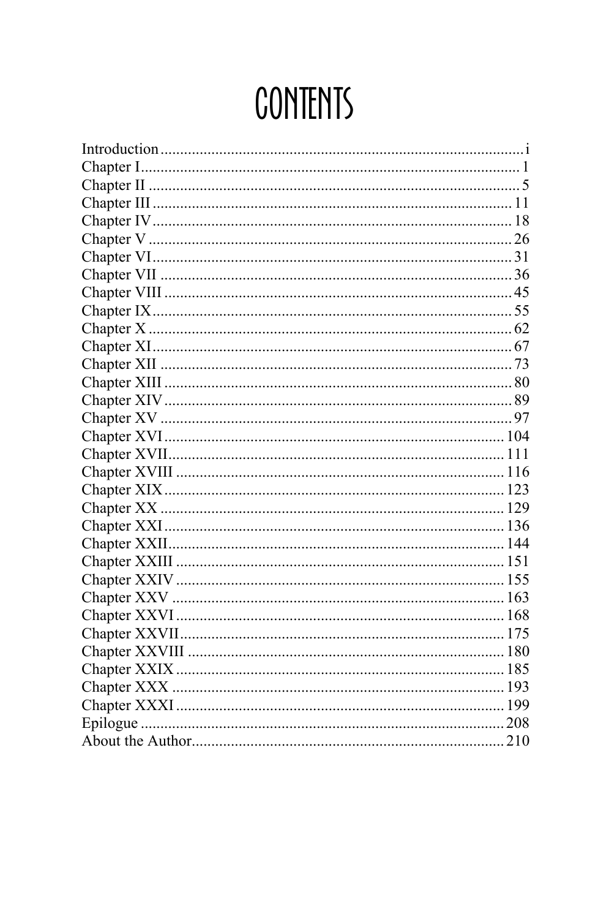# CONTENTS

Introduction ........................................................................................ i
Chapter I ............................................................................................ 1
Chapter II ........................................................................................... 5
Chapter III ......................................................................................... 11
Chapter IV ......................................................................................... 18
Chapter V .......................................................................................... 26
Chapter VI ......................................................................................... 31
Chapter VII ....................................................................................... 36
Chapter VIII ...................................................................................... 45
Chapter IX ......................................................................................... 55
Chapter X .......................................................................................... 62
Chapter XI ......................................................................................... 67
Chapter XII ....................................................................................... 73
Chapter XIII ...................................................................................... 80
Chapter XIV ...................................................................................... 89
Chapter XV ....................................................................................... 97
Chapter XVI ..................................................................................... 104
Chapter XVII .................................................................................... 111
Chapter XVIII .................................................................................. 116
Chapter XIX ..................................................................................... 123
Chapter XX ...................................................................................... 129
Chapter XXI ..................................................................................... 136
Chapter XXII .................................................................................... 144
Chapter XXIII .................................................................................. 151
Chapter XXIV .................................................................................. 155
Chapter XXV ................................................................................... 163
Chapter XXVI .................................................................................. 168
Chapter XXVII ................................................................................. 175
Chapter XXVIII ............................................................................... 180
Chapter XXIX .................................................................................. 185
Chapter XXX ................................................................................... 193
Chapter XXXI .................................................................................. 199
Epilogue ........................................................................................... 208
About the Author .............................................................................. 210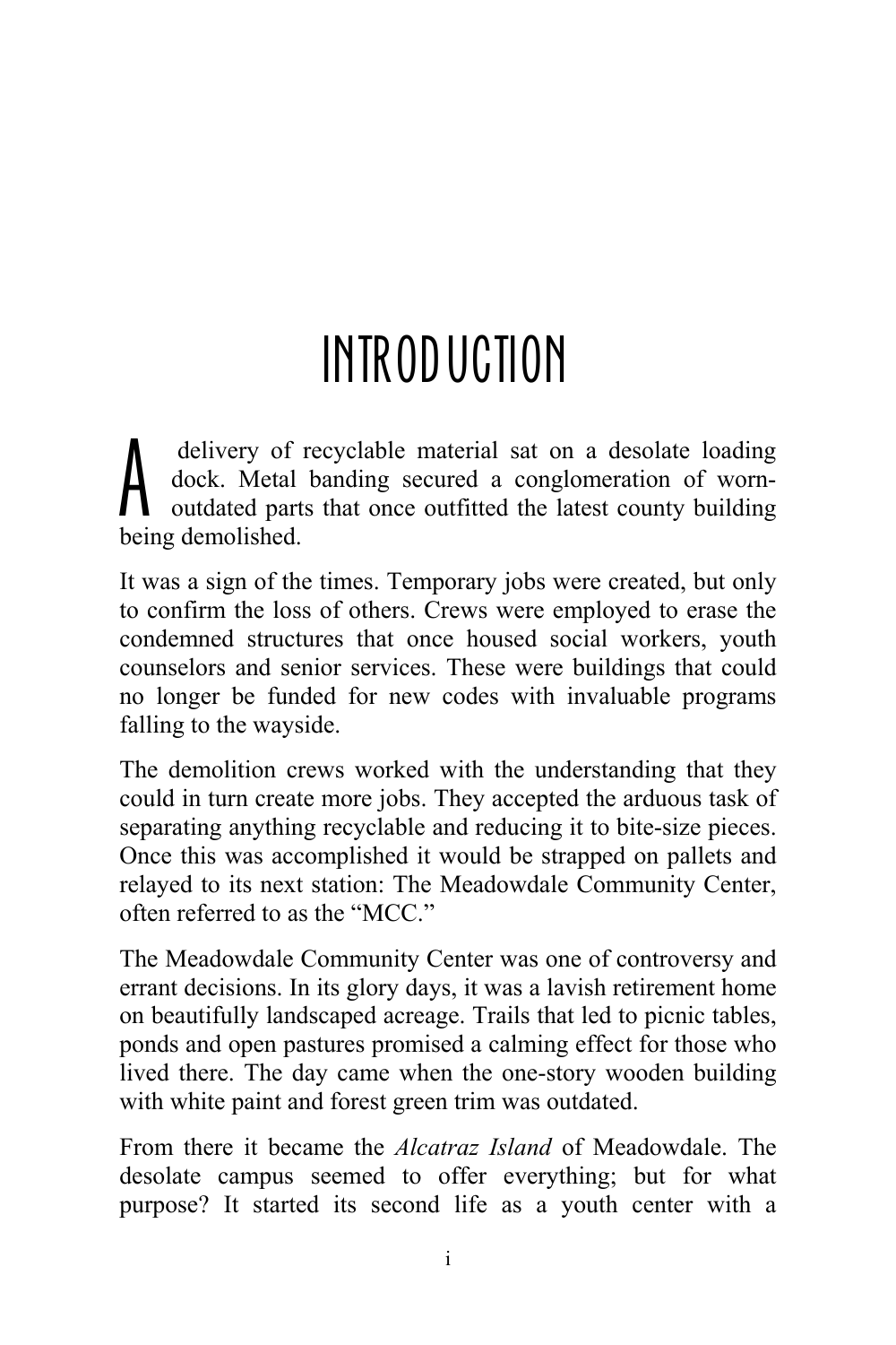# INTRODUCTION

A delivery of recyclable material sat on a desolate loading dock. Metal banding secured a conglomeration of worn-outdated parts that once outfitted the latest county building being demolished.

It was a sign of the times. Temporary jobs were created, but only to confirm the loss of others. Crews were employed to erase the condemned structures that once housed social workers, youth counselors and senior services. These were buildings that could no longer be funded for new codes with invaluable programs falling to the wayside.

The demolition crews worked with the understanding that they could in turn create more jobs. They accepted the arduous task of separating anything recyclable and reducing it to bite-size pieces. Once this was accomplished it would be strapped on pallets and relayed to its next station: The Meadowdale Community Center, often referred to as the "MCC."

The Meadowdale Community Center was one of controversy and errant decisions. In its glory days, it was a lavish retirement home on beautifully landscaped acreage. Trails that led to picnic tables, ponds and open pastures promised a calming effect for those who lived there. The day came when the one-story wooden building with white paint and forest green trim was outdated.

From there it became the *Alcatraz Island* of Meadowdale. The desolate campus seemed to offer everything; but for what purpose? It started its second life as a youth center with a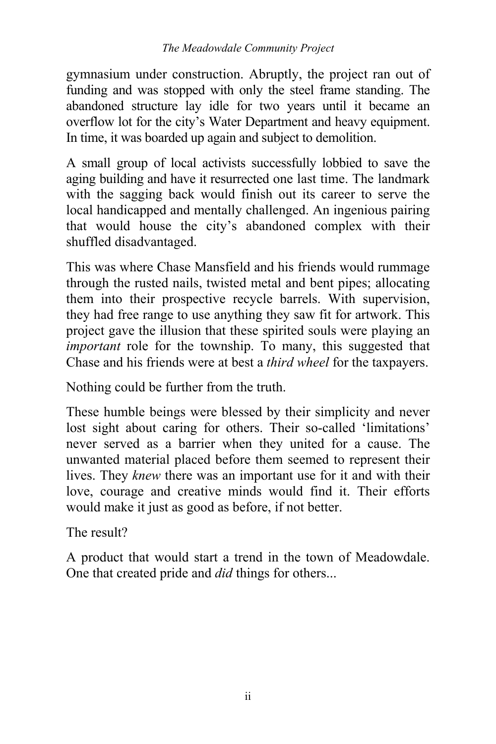gymnasium under construction. Abruptly, the project ran out of funding and was stopped with only the steel frame standing. The abandoned structure lay idle for two years until it became an overflow lot for the city's Water Department and heavy equipment. In time, it was boarded up again and subject to demolition.

A small group of local activists successfully lobbied to save the aging building and have it resurrected one last time. The landmark with the sagging back would finish out its career to serve the local handicapped and mentally challenged. An ingenious pairing that would house the city's abandoned complex with their shuffled disadvantaged.

This was where Chase Mansfield and his friends would rummage through the rusted nails, twisted metal and bent pipes; allocating them into their prospective recycle barrels. With supervision, they had free range to use anything they saw fit for artwork. This project gave the illusion that these spirited souls were playing an *important* role for the township. To many, this suggested that Chase and his friends were at best a *third wheel* for the taxpayers.

Nothing could be further from the truth.

These humble beings were blessed by their simplicity and never lost sight about caring for others. Their so-called 'limitations' never served as a barrier when they united for a cause. The unwanted material placed before them seemed to represent their lives. They *knew* there was an important use for it and with their love, courage and creative minds would find it. Their efforts would make it just as good as before, if not better.

The result?

A product that would start a trend in the town of Meadowdale. One that created pride and *did* things for others...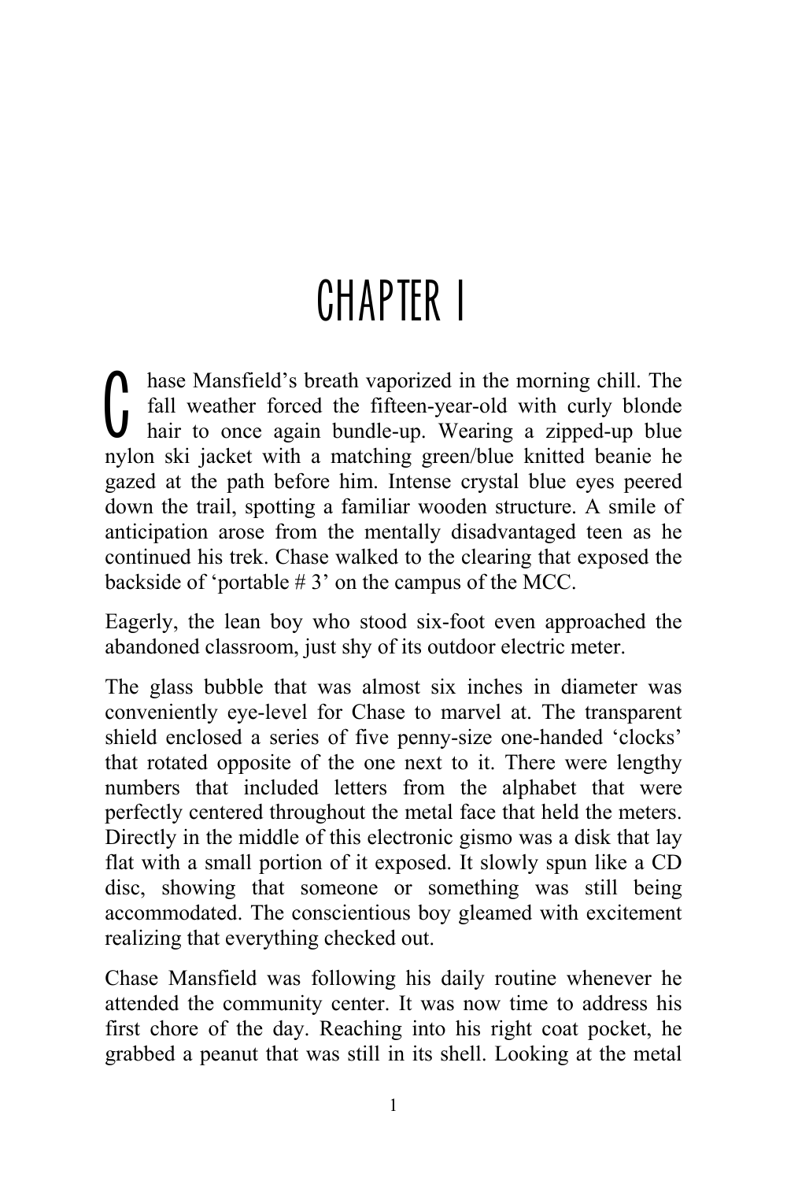# CHAPTER 1

Chase Mansfield's breath vaporized in the morning chill. The fall weather forced the fifteen-year-old with curly blonde hair to once again bundle-up. Wearing a zipped-up blue nylon ski jacket with a matching green/blue knitted beanie he gazed at the path before him. Intense crystal blue eyes peered down the trail, spotting a familiar wooden structure. A smile of anticipation arose from the mentally disadvantaged teen as he continued his trek. Chase walked to the clearing that exposed the backside of 'portable # 3' on the campus of the MCC.

Eagerly, the lean boy who stood six-foot even approached the abandoned classroom, just shy of its outdoor electric meter.

The glass bubble that was almost six inches in diameter was conveniently eye-level for Chase to marvel at. The transparent shield enclosed a series of five penny-size one-handed 'clocks' that rotated opposite of the one next to it. There were lengthy numbers that included letters from the alphabet that were perfectly centered throughout the metal face that held the meters. Directly in the middle of this electronic gismo was a disk that lay flat with a small portion of it exposed. It slowly spun like a CD disc, showing that someone or something was still being accommodated. The conscientious boy gleamed with excitement realizing that everything checked out.

Chase Mansfield was following his daily routine whenever he attended the community center. It was now time to address his first chore of the day. Reaching into his right coat pocket, he grabbed a peanut that was still in its shell. Looking at the metal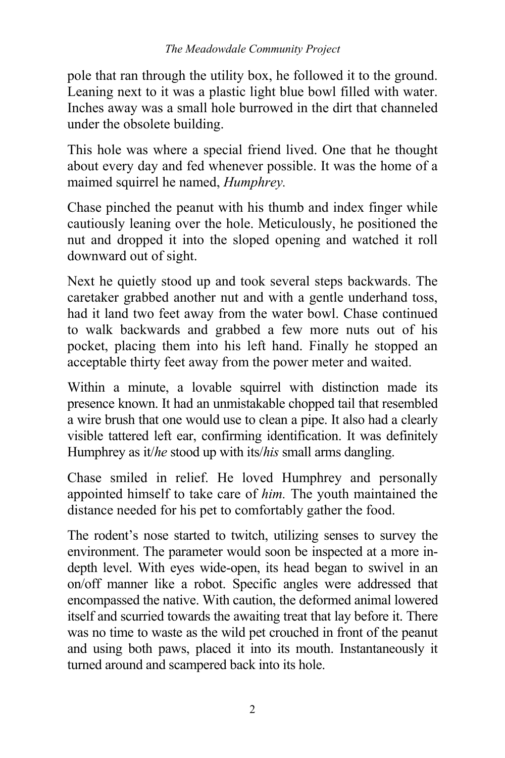pole that ran through the utility box, he followed it to the ground. Leaning next to it was a plastic light blue bowl filled with water. Inches away was a small hole burrowed in the dirt that channeled under the obsolete building.

This hole was where a special friend lived. One that he thought about every day and fed whenever possible. It was the home of a maimed squirrel he named, *Humphrey.*

Chase pinched the peanut with his thumb and index finger while cautiously leaning over the hole. Meticulously, he positioned the nut and dropped it into the sloped opening and watched it roll downward out of sight.

Next he quietly stood up and took several steps backwards. The caretaker grabbed another nut and with a gentle underhand toss, had it land two feet away from the water bowl. Chase continued to walk backwards and grabbed a few more nuts out of his pocket, placing them into his left hand. Finally he stopped an acceptable thirty feet away from the power meter and waited.

Within a minute, a lovable squirrel with distinction made its presence known. It had an unmistakable chopped tail that resembled a wire brush that one would use to clean a pipe. It also had a clearly visible tattered left ear, confirming identification. It was definitely Humphrey as it/*he* stood up with its/*his* small arms dangling.

Chase smiled in relief. He loved Humphrey and personally appointed himself to take care of *him.* The youth maintained the distance needed for his pet to comfortably gather the food.

The rodent's nose started to twitch, utilizing senses to survey the environment. The parameter would soon be inspected at a more in-depth level. With eyes wide-open, its head began to swivel in an on/off manner like a robot. Specific angles were addressed that encompassed the native. With caution, the deformed animal lowered itself and scurried towards the awaiting treat that lay before it. There was no time to waste as the wild pet crouched in front of the peanut and using both paws, placed it into its mouth. Instantaneously it turned around and scampered back into its hole.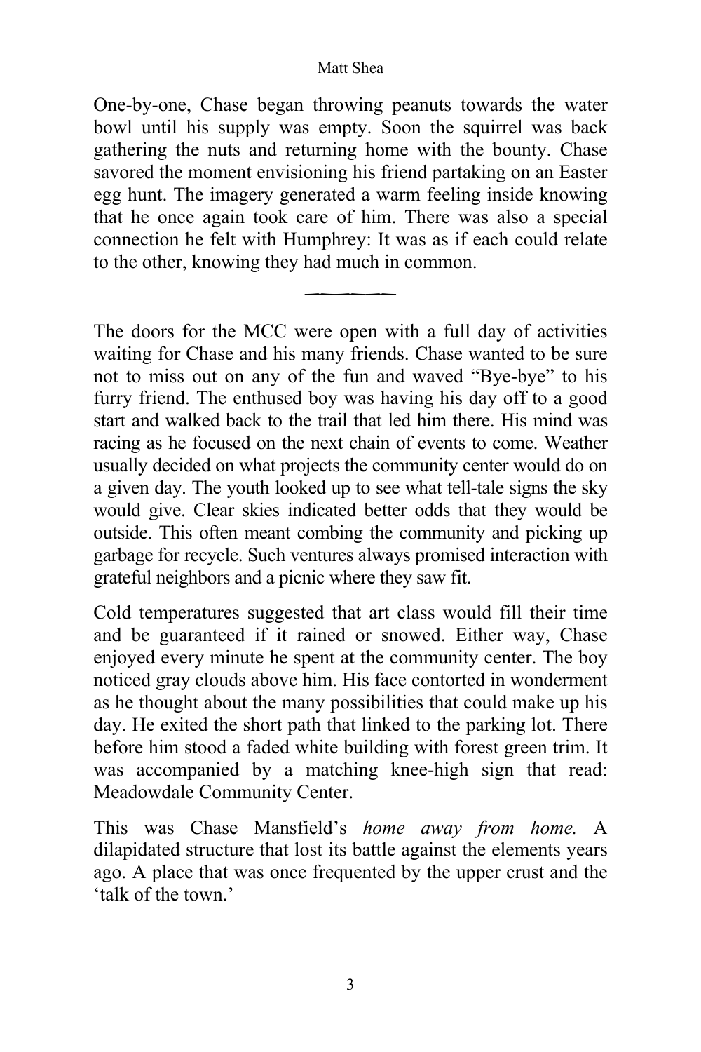One-by-one, Chase began throwing peanuts towards the water bowl until his supply was empty. Soon the squirrel was back gathering the nuts and returning home with the bounty. Chase savored the moment envisioning his friend partaking on an Easter egg hunt. The imagery generated a warm feeling inside knowing that he once again took care of him. There was also a special connection he felt with Humphrey: It was as if each could relate to the other, knowing they had much in common.

---

The doors for the MCC were open with a full day of activities waiting for Chase and his many friends. Chase wanted to be sure not to miss out on any of the fun and waved "Bye-bye" to his furry friend. The enthused boy was having his day off to a good start and walked back to the trail that led him there. His mind was racing as he focused on the next chain of events to come. Weather usually decided on what projects the community center would do on a given day. The youth looked up to see what tell-tale signs the sky would give. Clear skies indicated better odds that they would be outside. This often meant combing the community and picking up garbage for recycle. Such ventures always promised interaction with grateful neighbors and a picnic where they saw fit.

Cold temperatures suggested that art class would fill their time and be guaranteed if it rained or snowed. Either way, Chase enjoyed every minute he spent at the community center. The boy noticed gray clouds above him. His face contorted in wonderment as he thought about the many possibilities that could make up his day. He exited the short path that linked to the parking lot. There before him stood a faded white building with forest green trim. It was accompanied by a matching knee-high sign that read: Meadowdale Community Center.

This was Chase Mansfield's *home away from home.* A dilapidated structure that lost its battle against the elements years ago. A place that was once frequented by the upper crust and the 'talk of the town.'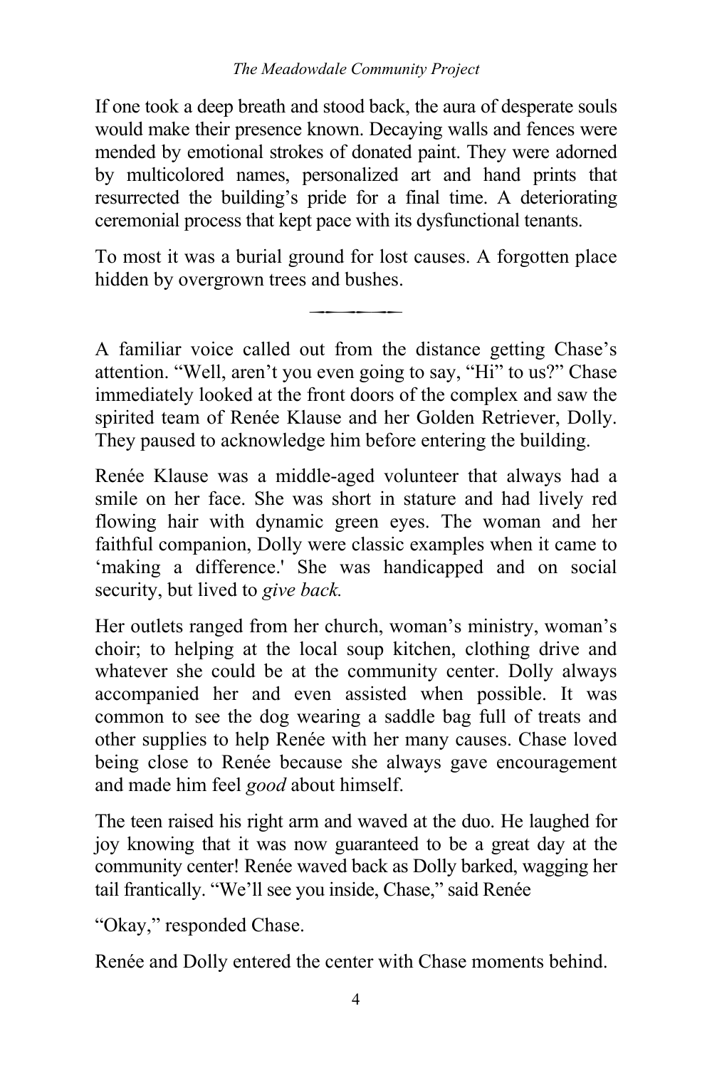If one took a deep breath and stood back, the aura of desperate souls would make their presence known. Decaying walls and fences were mended by emotional strokes of donated paint. They were adorned by multicolored names, personalized art and hand prints that resurrected the building's pride for a final time. A deteriorating ceremonial process that kept pace with its dysfunctional tenants.

To most it was a burial ground for lost causes. A forgotten place hidden by overgrown trees and bushes.

---

A familiar voice called out from the distance getting Chase's attention. "Well, aren't you even going to say, "Hi" to us?" Chase immediately looked at the front doors of the complex and saw the spirited team of Renée Klause and her Golden Retriever, Dolly. They paused to acknowledge him before entering the building.

Renée Klause was a middle-aged volunteer that always had a smile on her face. She was short in stature and had lively red flowing hair with dynamic green eyes. The woman and her faithful companion, Dolly were classic examples when it came to 'making a difference.' She was handicapped and on social security, but lived to *give back.*

Her outlets ranged from her church, woman's ministry, woman's choir; to helping at the local soup kitchen, clothing drive and whatever she could be at the community center. Dolly always accompanied her and even assisted when possible. It was common to see the dog wearing a saddle bag full of treats and other supplies to help Renée with her many causes. Chase loved being close to Renée because she always gave encouragement and made him feel *good* about himself.

The teen raised his right arm and waved at the duo. He laughed for joy knowing that it was now guaranteed to be a great day at the community center! Renée waved back as Dolly barked, wagging her tail frantically. "We'll see you inside, Chase," said Renée

"Okay," responded Chase.

Renée and Dolly entered the center with Chase moments behind.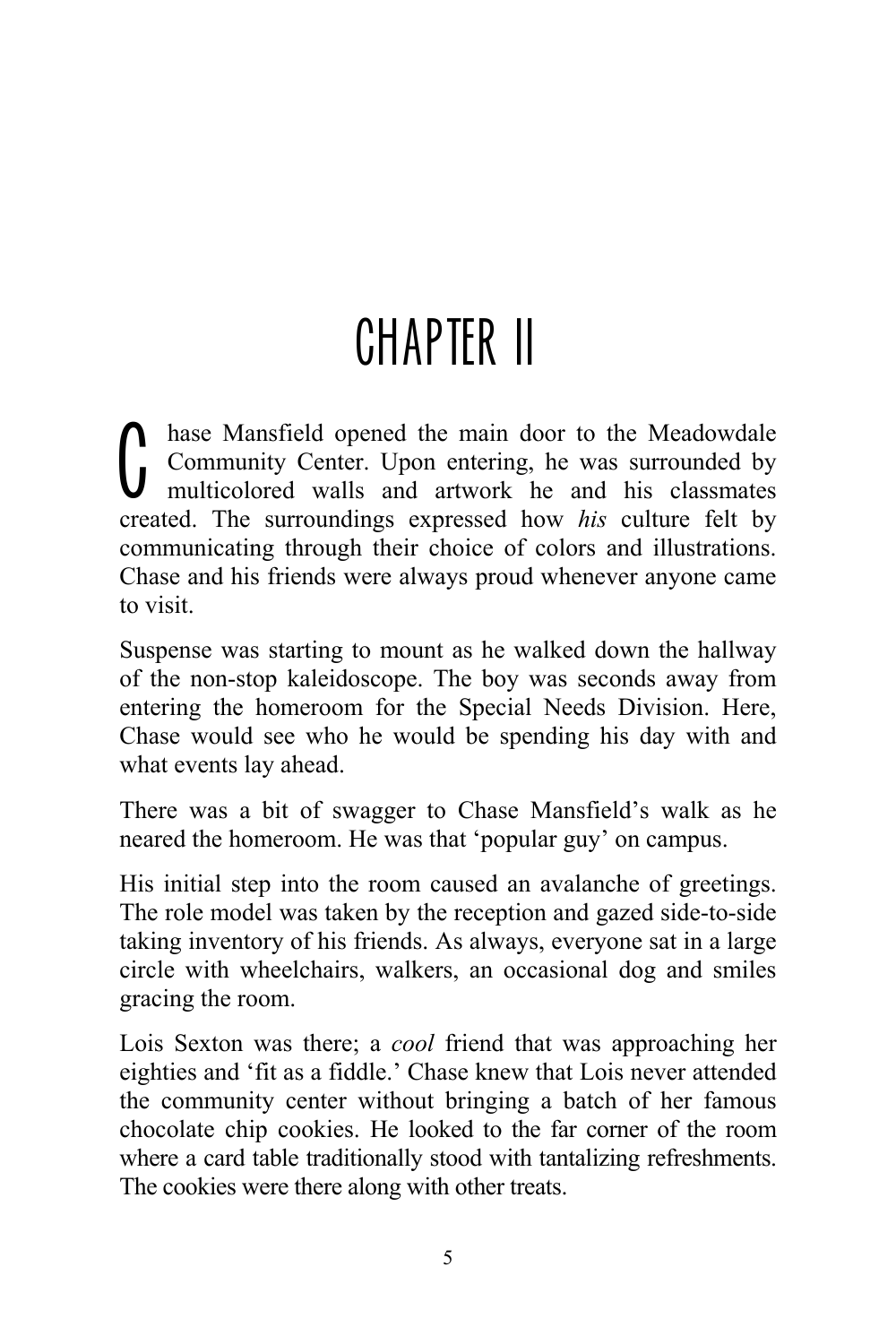# CHAPTER II

Chase Mansfield opened the main door to the Meadowdale Community Center. Upon entering, he was surrounded by multicolored walls and artwork he and his classmates created. The surroundings expressed how *his* culture felt by communicating through their choice of colors and illustrations. Chase and his friends were always proud whenever anyone came to visit.

Suspense was starting to mount as he walked down the hallway of the non-stop kaleidoscope. The boy was seconds away from entering the homeroom for the Special Needs Division. Here, Chase would see who he would be spending his day with and what events lay ahead.

There was a bit of swagger to Chase Mansfield's walk as he neared the homeroom. He was that 'popular guy' on campus.

His initial step into the room caused an avalanche of greetings. The role model was taken by the reception and gazed side-to-side taking inventory of his friends. As always, everyone sat in a large circle with wheelchairs, walkers, an occasional dog and smiles gracing the room.

Lois Sexton was there; a *cool* friend that was approaching her eighties and 'fit as a fiddle.' Chase knew that Lois never attended the community center without bringing a batch of her famous chocolate chip cookies. He looked to the far corner of the room where a card table traditionally stood with tantalizing refreshments. The cookies were there along with other treats.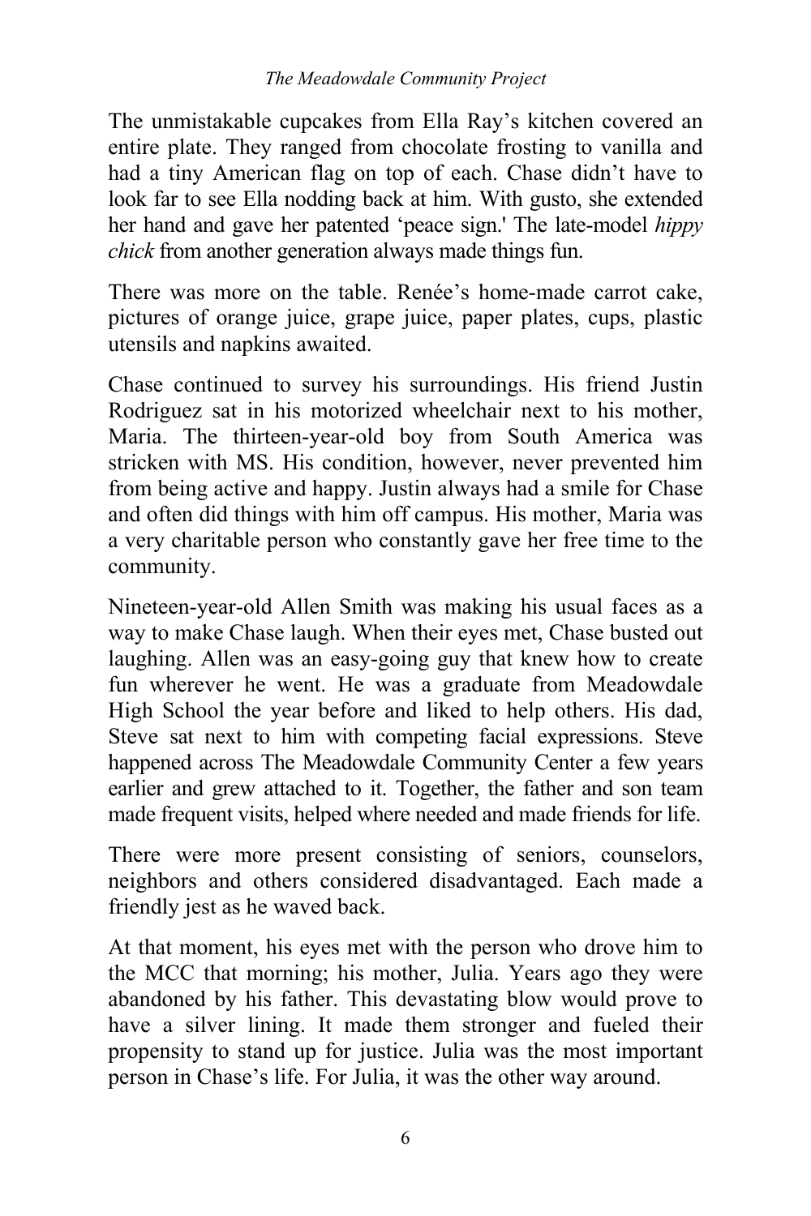The unmistakable cupcakes from Ella Ray's kitchen covered an entire plate. They ranged from chocolate frosting to vanilla and had a tiny American flag on top of each. Chase didn't have to look far to see Ella nodding back at him. With gusto, she extended her hand and gave her patented 'peace sign.' The late-model *hippy chick* from another generation always made things fun.

There was more on the table. Renée's home-made carrot cake, pictures of orange juice, grape juice, paper plates, cups, plastic utensils and napkins awaited.

Chase continued to survey his surroundings. His friend Justin Rodriguez sat in his motorized wheelchair next to his mother, Maria. The thirteen-year-old boy from South America was stricken with MS. His condition, however, never prevented him from being active and happy. Justin always had a smile for Chase and often did things with him off campus. His mother, Maria was a very charitable person who constantly gave her free time to the community.

Nineteen-year-old Allen Smith was making his usual faces as a way to make Chase laugh. When their eyes met, Chase busted out laughing. Allen was an easy-going guy that knew how to create fun wherever he went. He was a graduate from Meadowdale High School the year before and liked to help others. His dad, Steve sat next to him with competing facial expressions. Steve happened across The Meadowdale Community Center a few years earlier and grew attached to it. Together, the father and son team made frequent visits, helped where needed and made friends for life.

There were more present consisting of seniors, counselors, neighbors and others considered disadvantaged. Each made a friendly jest as he waved back.

At that moment, his eyes met with the person who drove him to the MCC that morning; his mother, Julia. Years ago they were abandoned by his father. This devastating blow would prove to have a silver lining. It made them stronger and fueled their propensity to stand up for justice. Julia was the most important person in Chase's life. For Julia, it was the other way around.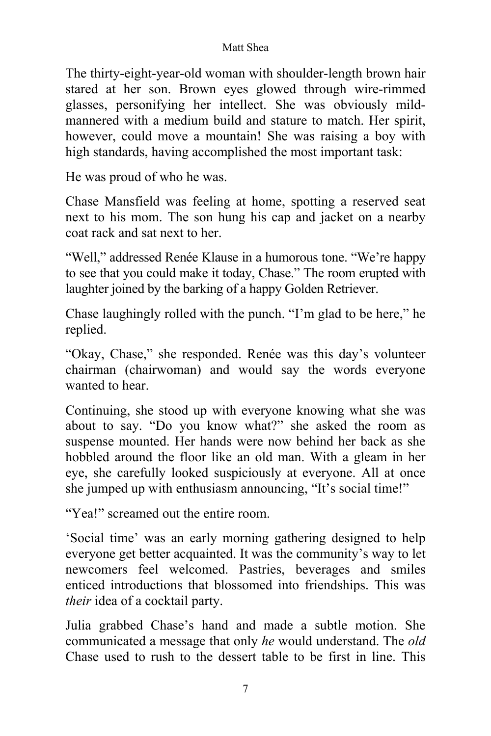The thirty-eight-year-old woman with shoulder-length brown hair stared at her son. Brown eyes glowed through wire-rimmed glasses, personifying her intellect. She was obviously mild-mannered with a medium build and stature to match. Her spirit, however, could move a mountain! She was raising a boy with high standards, having accomplished the most important task:

He was proud of who he was.

Chase Mansfield was feeling at home, spotting a reserved seat next to his mom. The son hung his cap and jacket on a nearby coat rack and sat next to her.

"Well," addressed Renée Klause in a humorous tone. "We're happy to see that you could make it today, Chase." The room erupted with laughter joined by the barking of a happy Golden Retriever.

Chase laughingly rolled with the punch. "I'm glad to be here," he replied.

"Okay, Chase," she responded. Renée was this day's volunteer chairman (chairwoman) and would say the words everyone wanted to hear.

Continuing, she stood up with everyone knowing what she was about to say. "Do you know what?" she asked the room as suspense mounted. Her hands were now behind her back as she hobbled around the floor like an old man. With a gleam in her eye, she carefully looked suspiciously at everyone. All at once she jumped up with enthusiasm announcing, "It's social time!"

"Yea!" screamed out the entire room.

'Social time' was an early morning gathering designed to help everyone get better acquainted. It was the community's way to let newcomers feel welcomed. Pastries, beverages and smiles enticed introductions that blossomed into friendships. This was *their* idea of a cocktail party.

Julia grabbed Chase's hand and made a subtle motion. She communicated a message that only *he* would understand. The *old* Chase used to rush to the dessert table to be first in line. This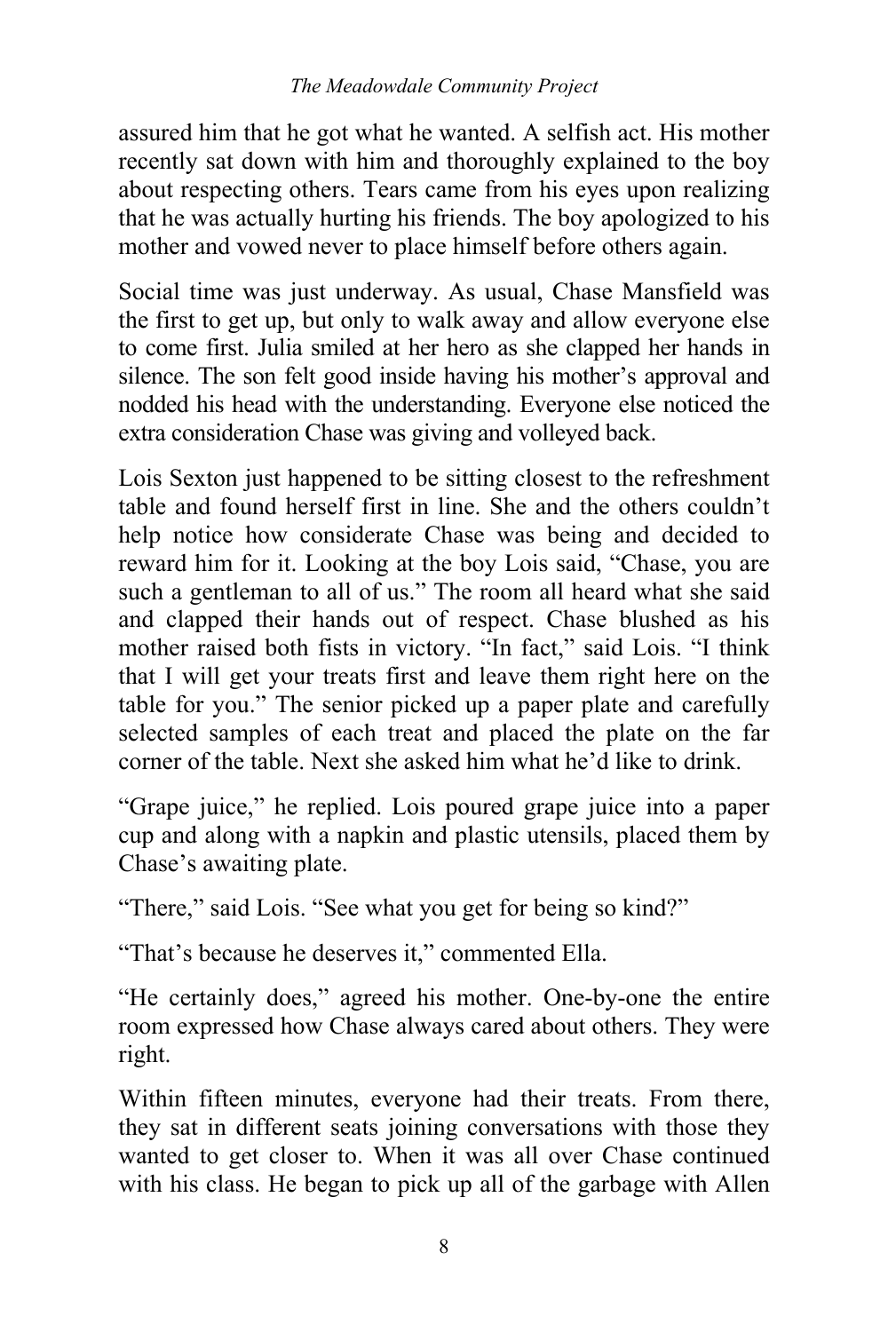assured him that he got what he wanted. A selfish act. His mother recently sat down with him and thoroughly explained to the boy about respecting others. Tears came from his eyes upon realizing that he was actually hurting his friends. The boy apologized to his mother and vowed never to place himself before others again.

Social time was just underway. As usual, Chase Mansfield was the first to get up, but only to walk away and allow everyone else to come first. Julia smiled at her hero as she clapped her hands in silence. The son felt good inside having his mother's approval and nodded his head with the understanding. Everyone else noticed the extra consideration Chase was giving and volleyed back.

Lois Sexton just happened to be sitting closest to the refreshment table and found herself first in line. She and the others couldn't help notice how considerate Chase was being and decided to reward him for it. Looking at the boy Lois said, "Chase, you are such a gentleman to all of us." The room all heard what she said and clapped their hands out of respect. Chase blushed as his mother raised both fists in victory. "In fact," said Lois. "I think that I will get your treats first and leave them right here on the table for you." The senior picked up a paper plate and carefully selected samples of each treat and placed the plate on the far corner of the table. Next she asked him what he'd like to drink.

"Grape juice," he replied. Lois poured grape juice into a paper cup and along with a napkin and plastic utensils, placed them by Chase's awaiting plate.

"There," said Lois. "See what you get for being so kind?"

"That's because he deserves it," commented Ella.

"He certainly does," agreed his mother. One-by-one the entire room expressed how Chase always cared about others. They were right.

Within fifteen minutes, everyone had their treats. From there, they sat in different seats joining conversations with those they wanted to get closer to. When it was all over Chase continued with his class. He began to pick up all of the garbage with Allen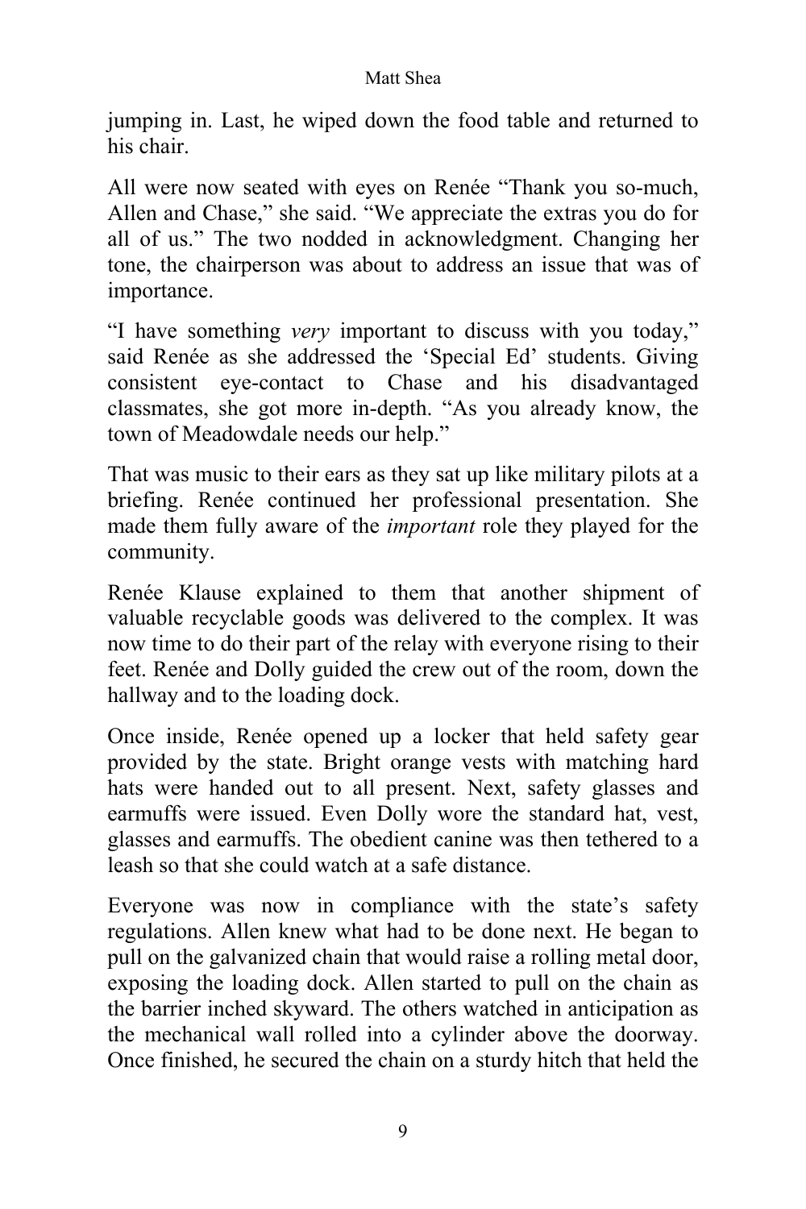jumping in. Last, he wiped down the food table and returned to his chair.

All were now seated with eyes on Renée “Thank you so-much, Allen and Chase,” she said. “We appreciate the extras you do for all of us.” The two nodded in acknowledgment. Changing her tone, the chairperson was about to address an issue that was of importance.

“I have something *very* important to discuss with you today,” said Renée as she addressed the ‘Special Ed’ students. Giving consistent eye-contact to Chase and his disadvantaged classmates, she got more in-depth. “As you already know, the town of Meadowdale needs our help.”

That was music to their ears as they sat up like military pilots at a briefing. Renée continued her professional presentation. She made them fully aware of the *important* role they played for the community.

Renée Klause explained to them that another shipment of valuable recyclable goods was delivered to the complex. It was now time to do their part of the relay with everyone rising to their feet. Renée and Dolly guided the crew out of the room, down the hallway and to the loading dock.

Once inside, Renée opened up a locker that held safety gear provided by the state. Bright orange vests with matching hard hats were handed out to all present. Next, safety glasses and earmuffs were issued. Even Dolly wore the standard hat, vest, glasses and earmuffs. The obedient canine was then tethered to a leash so that she could watch at a safe distance.

Everyone was now in compliance with the state’s safety regulations. Allen knew what had to be done next. He began to pull on the galvanized chain that would raise a rolling metal door, exposing the loading dock. Allen started to pull on the chain as the barrier inched skyward. The others watched in anticipation as the mechanical wall rolled into a cylinder above the doorway. Once finished, he secured the chain on a sturdy hitch that held the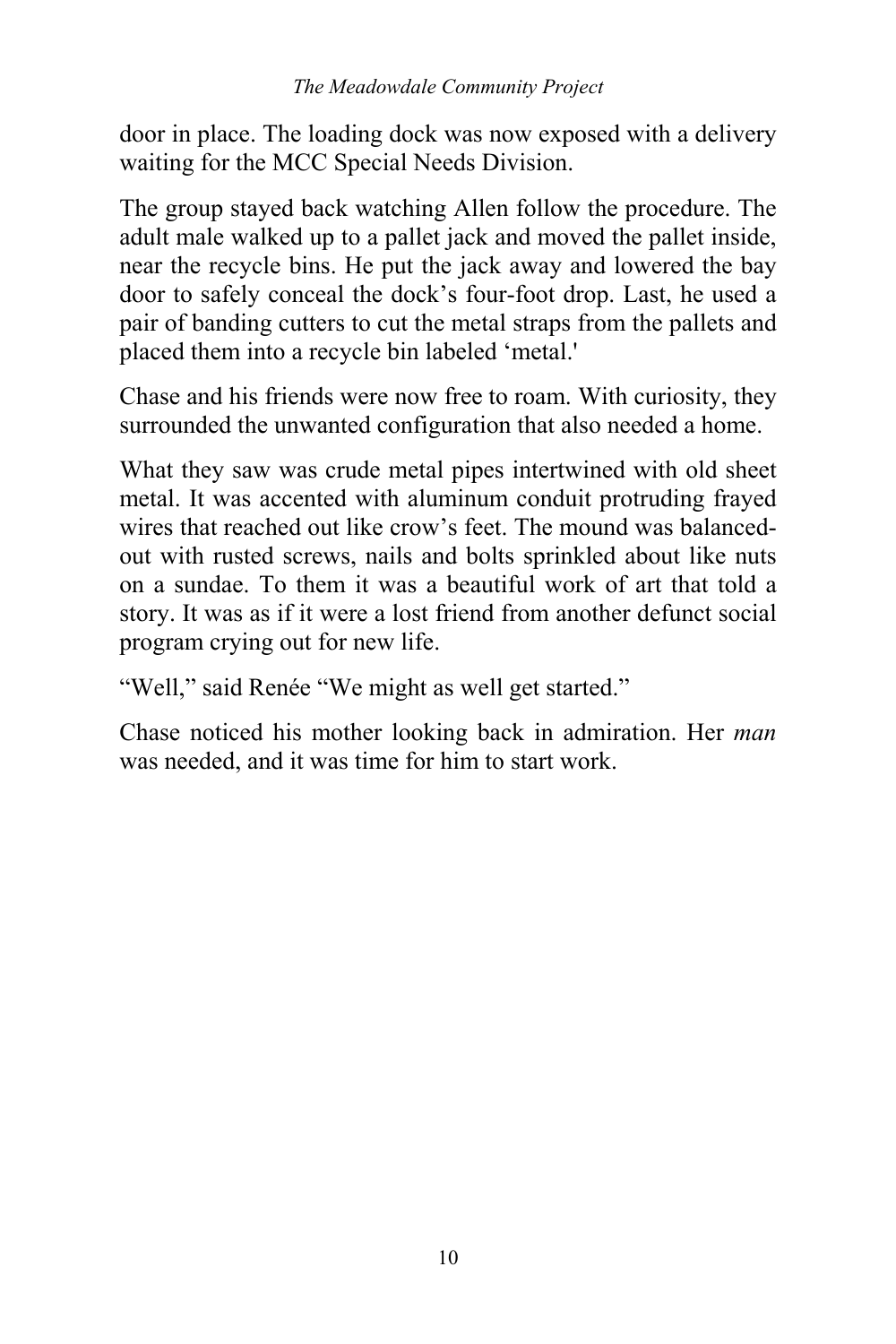door in place. The loading dock was now exposed with a delivery waiting for the MCC Special Needs Division.

The group stayed back watching Allen follow the procedure. The adult male walked up to a pallet jack and moved the pallet inside, near the recycle bins. He put the jack away and lowered the bay door to safely conceal the dock's four-foot drop. Last, he used a pair of banding cutters to cut the metal straps from the pallets and placed them into a recycle bin labeled 'metal.'

Chase and his friends were now free to roam. With curiosity, they surrounded the unwanted configuration that also needed a home.

What they saw was crude metal pipes intertwined with old sheet metal. It was accented with aluminum conduit protruding frayed wires that reached out like crow's feet. The mound was balanced-out with rusted screws, nails and bolts sprinkled about like nuts on a sundae. To them it was a beautiful work of art that told a story. It was as if it were a lost friend from another defunct social program crying out for new life.

"Well," said Renée "We might as well get started."

Chase noticed his mother looking back in admiration. Her *man* was needed, and it was time for him to start work.